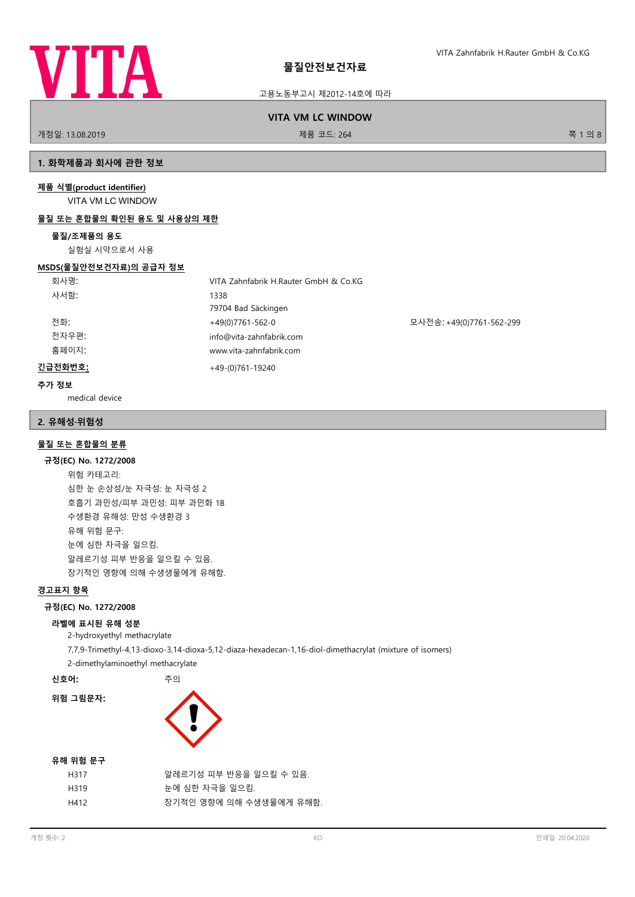# 물질안전보건자료

고용노동부고시 제2012-14호에 따라

**VITA VM LC WINDOW**

개정일: 13.08.2019 | 제품 코드: 264

## 1. 화학제품과 회사에 관한 정보

### 제품 식별(product identifier)

VITA VM LC WINDOW

### 물질 또는 혼합물의 확인된 용도 및 사용상의 제한

**물질/조제품의 용도**

실험실 시약으로서 사용

### MSDS(물질안전보건자료)의 공급자 정보

| | | |
|---|---|---|
| 회사명: | VITA Zahnfabrik H.Rauter GmbH & Co.KG | |
| 사서함: | 1338<br>79704 Bad Säckingen | |
| 전화: | +49(0)7761-562-0 | 모사전송: +49(0)7761-562-299 |
| 전자우편: | info@vita-zahnfabrik.com | |
| 홈페이지: | www.vita-zahnfabrik.com | |

**긴급전화번호:** +49-(0)761-19240

**추가 정보**

medical device

## 2. 유해성·위험성

### 물질 또는 혼합물의 분류

**규정(EC) No. 1272/2008**

위험 카테고리:

심한 눈 손상성/눈 자극성: 눈 자극성 2

호흡기 과민성/피부 과민성: 피부 과민화 1B

수생환경 유해성: 만성 수생환경 3

유해 위험 문구:

눈에 심한 자극을 일으킴.

알레르기성 피부 반응을 일으킬 수 있음.

장기적인 영향에 의해 수생생물에게 유해함.

### 경고표지 항목

**규정(EC) No. 1272/2008**

**라벨에 표시된 유해 성분**

2-hydroxyethyl methacrylate

7,7,9-Trimethyl-4,13-dioxo-3,14-dioxa-5,12-diaza-hexadecan-1,16-diol-dimethacrylat (mixture of isomers)

2-dimethylaminoethyl methacrylate

**신호어:** 주의

**위험 그림문자:**

**유해 위험 문구**

| | |
|---|---|
| H317 | 알레르기성 피부 반응을 일으킬 수 있음. |
| H319 | 눈에 심한 자극을 일으킴. |
| H412 | 장기적인 영향에 의해 수생생물에게 유해함. |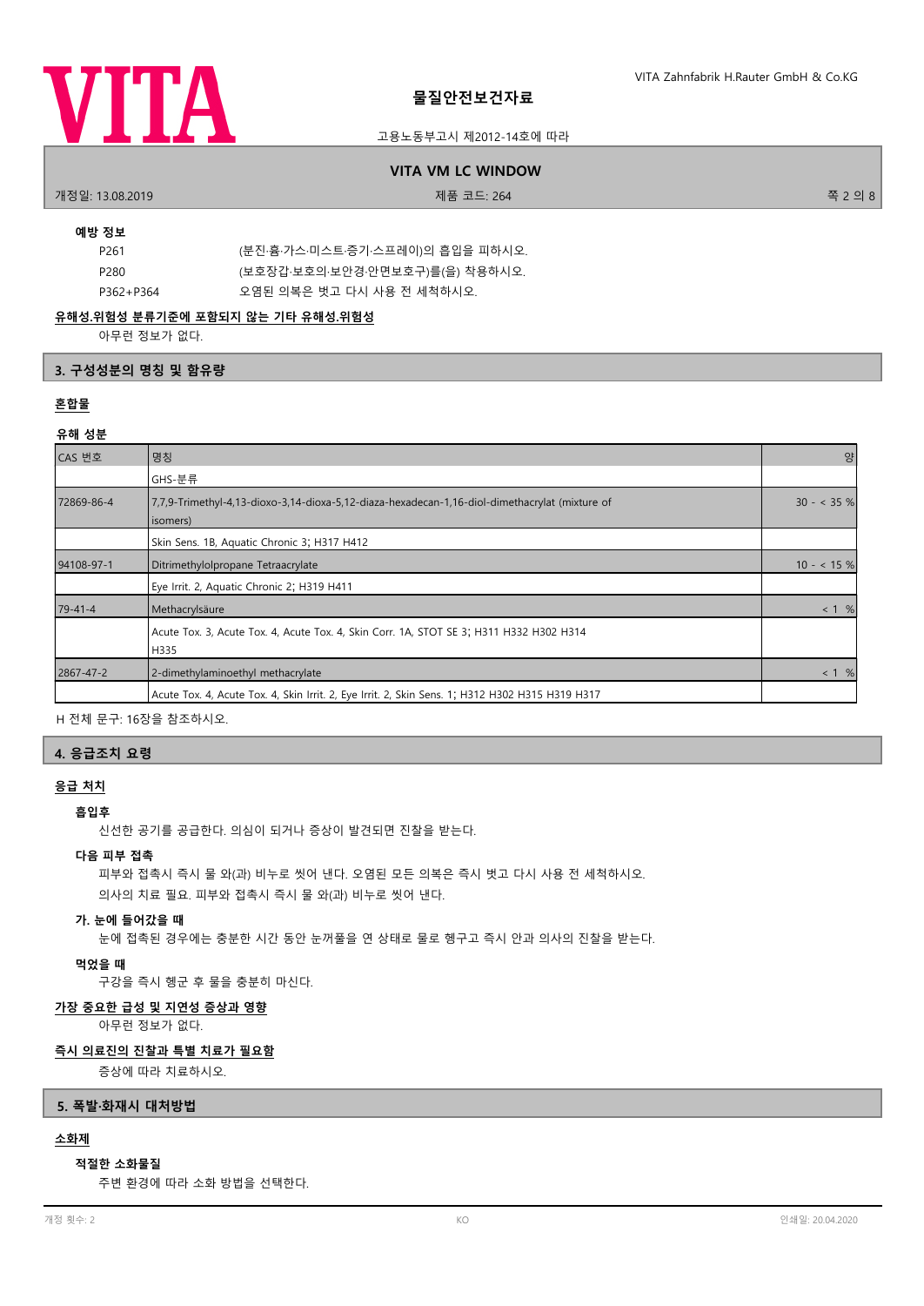**예방 정보**

| | |
|---|---|
| P261 | (분진·흄·가스·미스트·증기·스프레이)의 흡입을 피하시오. |
| P280 | (보호장갑·보호의·보안경·안면보호구)를(을) 착용하시오. |
| P362+P364 | 오염된 의복은 벗고 다시 사용 전 세척하시오. |

**유해성.위험성 분류기준에 포함되지 않는 기타 유해성.위험성**

아무런 정보가 없다.

## 3. 구성성분의 명칭 및 함유량

**혼합물**

**유해 성분**

| CAS 번호 | 명칭 | 양 |
|---|---|---|
| | GHS-분류 | |
| 72869-86-4 | 7,7,9-Trimethyl-4,13-dioxo-3,14-dioxa-5,12-diaza-hexadecan-1,16-diol-dimethacrylat (mixture of isomers) | 30 - < 35 % |
| | Skin Sens. 1B, Aquatic Chronic 3; H317 H412 | |
| 94108-97-1 | Ditrimethylolpropane Tetraacrylate | 10 - < 15 % |
| | Eye Irrit. 2, Aquatic Chronic 2; H319 H411 | |
| 79-41-4 | Methacrylsäure | < 1 % |
| | Acute Tox. 3, Acute Tox. 4, Acute Tox. 4, Skin Corr. 1A, STOT SE 3; H311 H332 H302 H314 H335 | |
| 2867-47-2 | 2-dimethylaminoethyl methacrylate | < 1 % |
| | Acute Tox. 4, Acute Tox. 4, Skin Irrit. 2, Eye Irrit. 2, Skin Sens. 1; H312 H302 H315 H319 H317 | |

H 전체 문구: 16장을 참조하시오.

## 4. 응급조치 요령

**응급 처치**

**흡입후**

신선한 공기를 공급한다. 의심이 되거나 증상이 발견되면 진찰을 받는다.

**다음 피부 접촉**

피부와 접촉시 즉시 물 와(과) 비누로 씻어 낸다. 오염된 모든 의복은 즉시 벗고 다시 사용 전 세척하시오.
의사의 치료 필요. 피부와 접촉시 즉시 물 와(과) 비누로 씻어 낸다.

**가. 눈에 들어갔을 때**

눈에 접촉된 경우에는 충분한 시간 동안 눈꺼풀을 연 상태로 물로 헹구고 즉시 안과 의사의 진찰을 받는다.

**먹었을 때**

구강을 즉시 헹군 후 물을 충분히 마신다.

**가장 중요한 급성 및 지연성 증상과 영향**

아무런 정보가 없다.

**즉시 의료진의 진찰과 특별 치료가 필요함**

증상에 따라 치료하시오.

## 5. 폭발·화재시 대처방법

**소화제**

**적절한 소화물질**

주변 환경에 따라 소화 방법을 선택한다.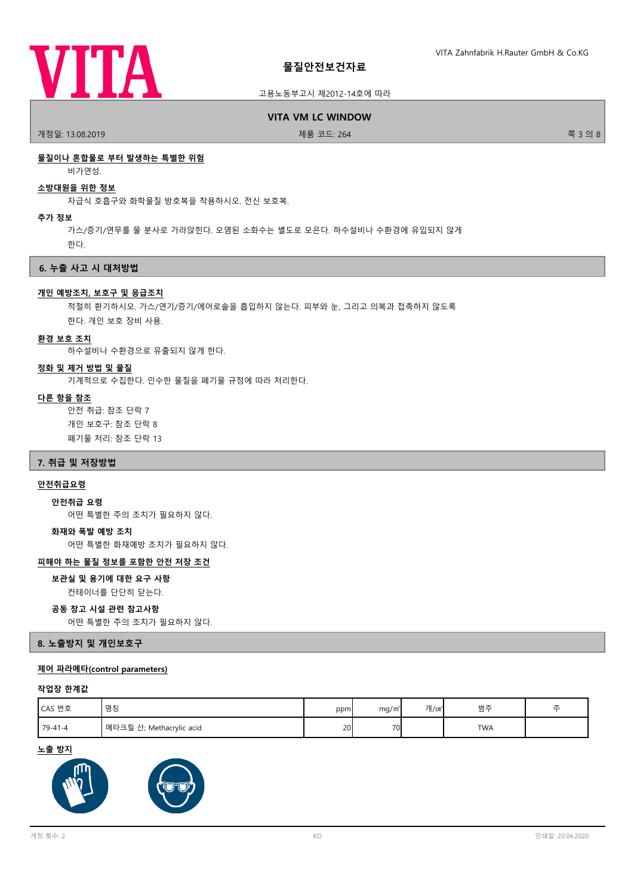#### 물질이나 혼합물로 부터 발생하는 특별한 위험

비가연성.

#### 소방대원을 위한 정보

자급식 호흡구와 화학물질 방호복을 착용하시오. 전신 보호복.

#### 추가 정보

가스/증기/연무를 물 분사로 가라앉힌다. 오염된 소화수는 별도로 모은다. 하수설비나 수환경에 유입되지 않게 한다.

## 6. 누출 사고 시 대처방법

#### 개인 예방조치, 보호구 및 응급조치

적절히 환기하시오. 가스/연기/증기/에어로솔을 흡입하지 않는다. 피부와 눈, 그리고 의복과 접촉하지 않도록 한다. 개인 보호 장비 사용.

#### 환경 보호 조치

하수설비나 수환경으로 유출되지 않게 한다.

#### 정화 및 제거 방법 및 물질

기계적으로 수집한다. 인수한 물질을 폐기물 규정에 따라 처리한다.

#### 다른 항을 참조

안전 취급: 참조 단락 7
개인 보호구: 참조 단락 8
폐기물 처리: 참조 단락 13

## 7. 취급 및 저장방법

#### 안전취급요령

**안전취급 요령**

어떤 특별한 주의 조치가 필요하지 않다.

**화재와 폭발 예방 조치**

어떤 특별한 화재예방 조치가 필요하지 않다.

#### 피해야 하는 물질 정보를 포함한 안전 저장 조건

**보관실 및 용기에 대한 요구 사항**

컨테이너를 단단히 닫는다.

**공동 창고 시설 관련 참고사항**

어떤 특별한 주의 조치가 필요하지 않다.

## 8. 노출방지 및 개인보호구

#### 제어 파라메타(control parameters)

**작업장 한계값**

| CAS 번호 | 명칭 | ppm | mg/㎥ | 개/㎤ | 범주 | 주 |
|---|---|---|---|---|---|---|
| 79-41-4 | 메타크릴 산; Methacrylic acid | 20 | 70 | | TWA | |

#### 노출 방지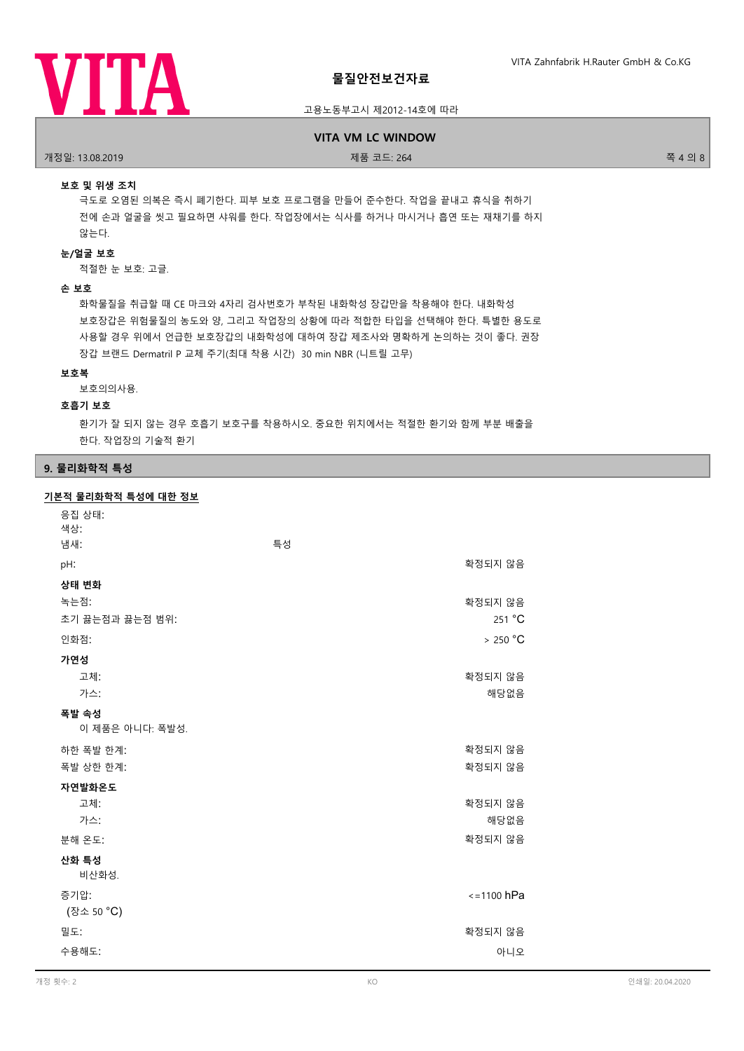### 보호 및 위생 조치

극도로 오염된 의복은 즉시 폐기한다. 피부 보호 프로그램을 만들어 준수한다. 작업을 끝내고 휴식을 취하기 전에 손과 얼굴을 씻고 필요하면 샤워를 한다. 작업장에서는 식사를 하거나 마시거나 흡연 또는 재채기를 하지 않는다.

### 눈/얼굴 보호

적절한 눈 보호: 고글.

### 손 보호

화학물질을 취급할 때 CE 마크와 4자리 검사번호가 부착된 내화학성 장갑만을 착용해야 한다. 내화학성 보호장갑은 위험물질의 농도와 양, 그리고 작업장의 상황에 따라 적합한 타입을 선택해야 한다. 특별한 용도로 사용할 경우 위에서 언급한 보호장갑의 내화학성에 대하여 장갑 제조사와 명확하게 논의하는 것이 좋다. 권장 장갑 브랜드 Dermatril P 교체 주기(최대 착용 시간) 30 min NBR (니트릴 고무)

### 보호복

보호의의사용.

### 호흡기 보호

환기가 잘 되지 않는 경우 호흡기 보호구를 착용하시오. 중요한 위치에서는 적절한 환기와 함께 부분 배출을 한다. 작업장의 기술적 환기

## 9. 물리화학적 특성

**기본적 물리화학적 특성에 대한 정보**

| | | |
|---|---|---|
| 응집 상태: | | |
| 색상: | | |
| 냄새: | 특성 | |
| pH: | | 확정되지 않음 |
| **상태 변화** | | |
| 녹는점: | | 확정되지 않음 |
| 초기 끓는점과 끓는점 범위: | | 251 °C |
| 인화점: | | > 250 °C |
| **가연성** | | |
| 고체: | | 확정되지 않음 |
| 가스: | | 해당없음 |
| **폭발 속성** | | |
| 이 제품은 아니다: 폭발성. | | |
| 하한 폭발 한계: | | 확정되지 않음 |
| 폭발 상한 한계: | | 확정되지 않음 |
| **자연발화온도** | | |
| 고체: | | 확정되지 않음 |
| 가스: | | 해당없음 |
| 분해 온도: | | 확정되지 않음 |
| **산화 특성** | | |
| 비산화성. | | |
| 증기압: (장소 50 °C) | | <=1100 hPa |
| 밀도: | | 확정되지 않음 |
| 수용해도: | | 아니오 |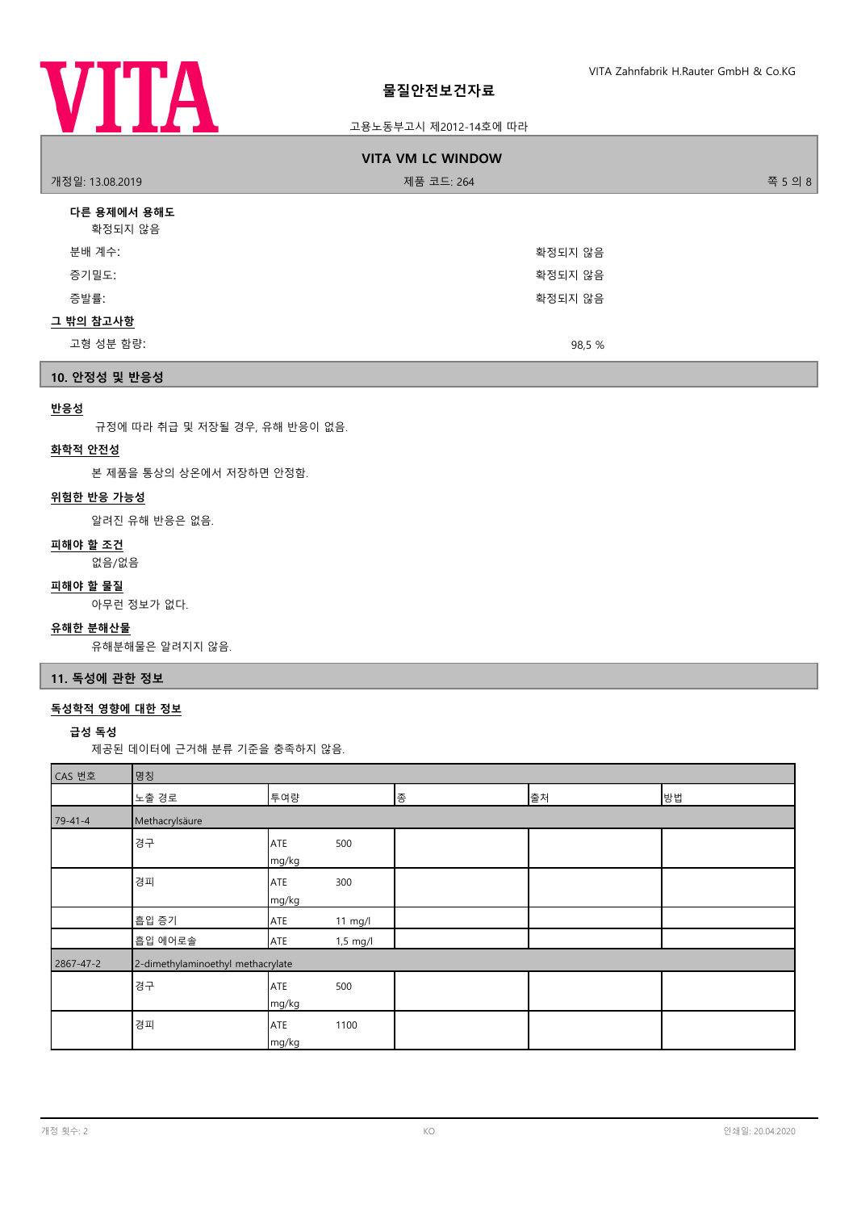**다른 용제에서 용해도**

확정되지 않음

분배 계수: 확정되지 않음

증기밀도: 확정되지 않음

증발률: 확정되지 않음

**그 밖의 참고사항**

고형 성분 함량: 98,5 %

## 10. 안정성 및 반응성

**반응성**

규정에 따라 취급 및 저장될 경우, 유해 반응이 없음.

**화학적 안전성**

본 제품을 통상의 상온에서 저장하면 안정함.

**위험한 반응 가능성**

알려진 유해 반응은 없음.

**피해야 할 조건**

없음/없음

**피해야 할 물질**

아무런 정보가 없다.

**유해한 분해산물**

유해분해물은 알려지지 않음.

## 11. 독성에 관한 정보

**독성학적 영향에 대한 정보**

**급성 독성**

제공된 데이터에 근거해 분류 기준을 충족하지 않음.

| CAS 번호 | 명칭 | | | | |
|---|---|---|---|---|---|
| | 노출 경로 | 투여량 | 종 | 출처 | 방법 |
| 79-41-4 | Methacrylsäure | | | | |
| | 경구 | ATE 500 mg/kg | | | |
| | 경피 | ATE 300 mg/kg | | | |
| | 흡입 증기 | ATE 11 mg/l | | | |
| | 흡입 에어로솔 | ATE 1,5 mg/l | | | |
| 2867-47-2 | 2-dimethylaminoethyl methacrylate | | | | |
| | 경구 | ATE 500 mg/kg | | | |
| | 경피 | ATE 1100 mg/kg | | | |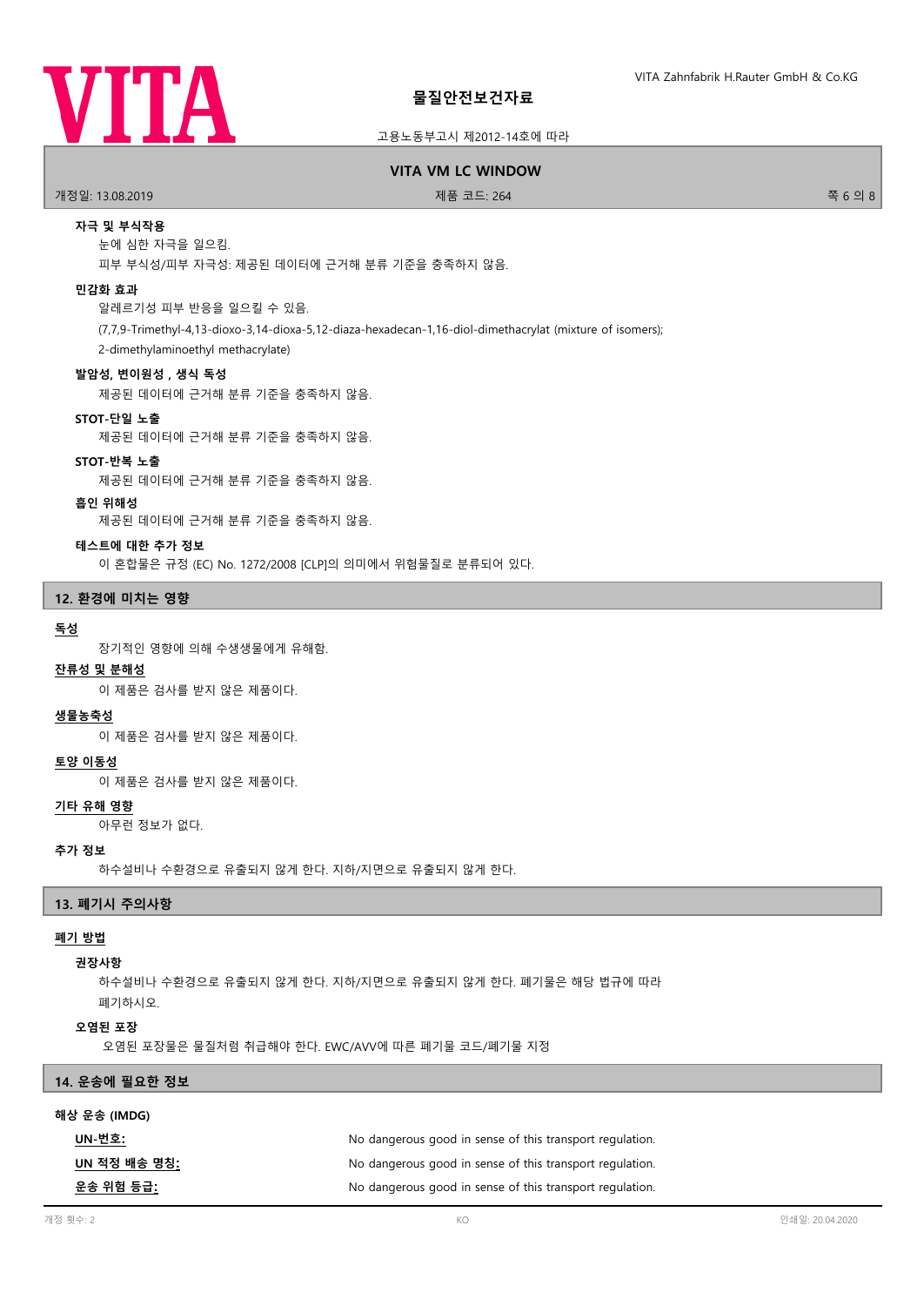#### 자극 및 부식작용

눈에 심한 자극을 일으킴.

피부 부식성/피부 자극성: 제공된 데이터에 근거해 분류 기준을 충족하지 않음.

#### 민감화 효과

알레르기성 피부 반응을 일으킬 수 있음.

(7,7,9-Trimethyl-4,13-dioxo-3,14-dioxa-5,12-diaza-hexadecan-1,16-diol-dimethacrylat (mixture of isomers); 2-dimethylaminoethyl methacrylate)

#### 발암성, 변이원성 , 생식 독성

제공된 데이터에 근거해 분류 기준을 충족하지 않음.

#### STOT-단일 노출

제공된 데이터에 근거해 분류 기준을 충족하지 않음.

#### STOT-반복 노출

제공된 데이터에 근거해 분류 기준을 충족하지 않음.

#### 흡인 위해성

제공된 데이터에 근거해 분류 기준을 충족하지 않음.

#### 테스트에 대한 추가 정보

이 혼합물은 규정 (EC) No. 1272/2008 [CLP]의 의미에서 위험물질로 분류되어 있다.

## 12. 환경에 미치는 영향

### 독성

장기적인 영향에 의해 수생생물에게 유해함.

### 잔류성 및 분해성

이 제품은 검사를 받지 않은 제품이다.

### 생물농축성

이 제품은 검사를 받지 않은 제품이다.

### 토양 이동성

이 제품은 검사를 받지 않은 제품이다.

### 기타 유해 영향

아무런 정보가 없다.

### 추가 정보

하수설비나 수환경으로 유출되지 않게 한다. 지하/지면으로 유출되지 않게 한다.

## 13. 폐기시 주의사항

### 폐기 방법

#### 권장사항

하수설비나 수환경으로 유출되지 않게 한다. 지하/지면으로 유출되지 않게 한다. 폐기물은 해당 법규에 따라 폐기하시오.

#### 오염된 포장

오염된 포장물은 물질처럼 취급해야 한다. EWC/AVV에 따른 폐기물 코드/폐기물 지정

## 14. 운송에 필요한 정보

### 해상 운송 (IMDG)

| | |
|---|---|
| UN-번호: | No dangerous good in sense of this transport regulation. |
| UN 적정 배송 명칭: | No dangerous good in sense of this transport regulation. |
| 운송 위험 등급: | No dangerous good in sense of this transport regulation. |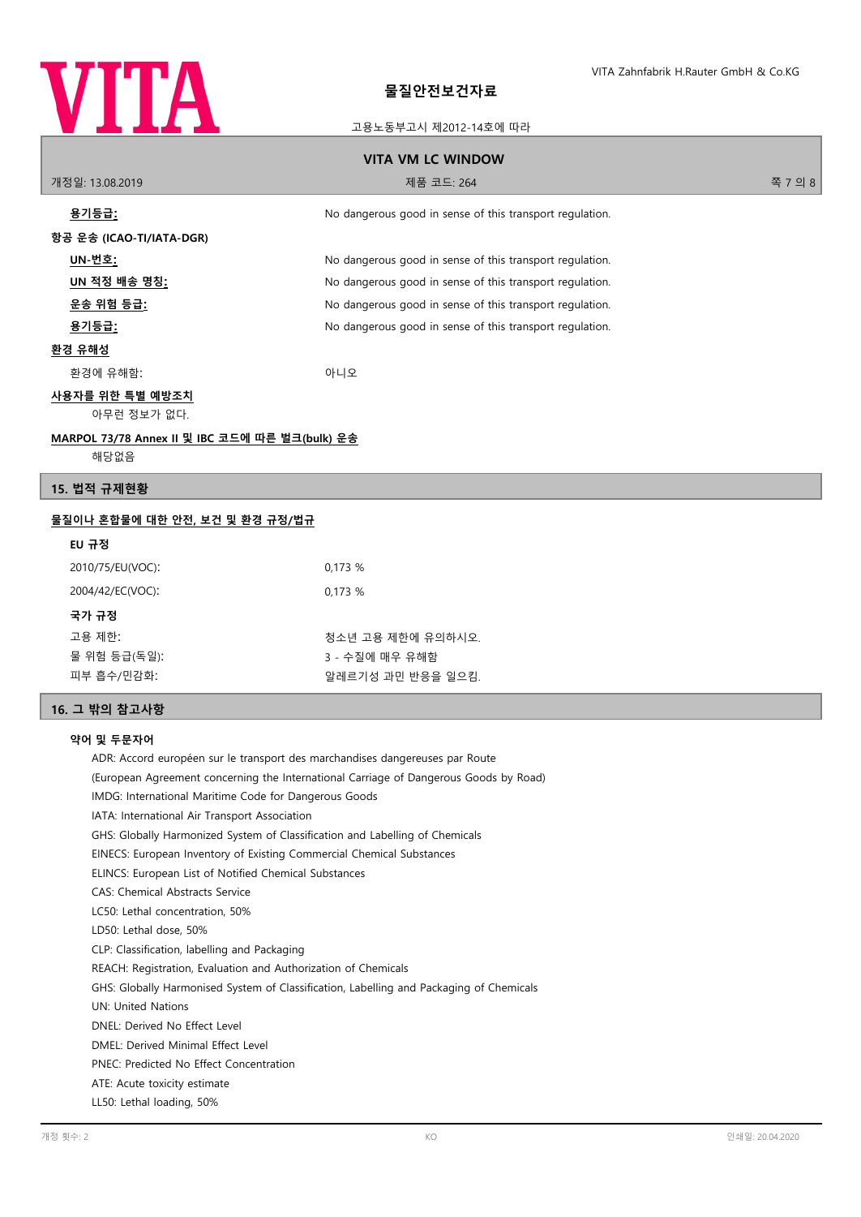| | |
|---|---|
| **용기등급:** | No dangerous good in sense of this transport regulation. |

**항공 운송 (ICAO-TI/IATA-DGR)**

| | |
|---|---|
| **UN-번호:** | No dangerous good in sense of this transport regulation. |
| **UN 적정 배송 명칭:** | No dangerous good in sense of this transport regulation. |
| **운송 위험 등급:** | No dangerous good in sense of this transport regulation. |
| **용기등급:** | No dangerous good in sense of this transport regulation. |

**환경 유해성**

| | |
|---|---|
| 환경에 유해함: | 아니오 |

**사용자를 위한 특별 예방조치**

아무런 정보가 없다.

**MARPOL 73/78 Annex II 및 IBC 코드에 따른 벌크(bulk) 운송**

해당없음

## 15. 법적 규제현황

**물질이나 혼합물에 대한 안전, 보건 및 환경 규정/법규**

**EU 규정**

| | |
|---|---|
| 2010/75/EU(VOC): | 0,173 % |
| 2004/42/EC(VOC): | 0,173 % |

**국가 규정**

| | |
|---|---|
| 고용 제한: | 청소년 고용 제한에 유의하시오. |
| 물 위험 등급(독일): | 3 - 수질에 매우 유해함 |
| 피부 흡수/민감화: | 알레르기성 과민 반응을 일으킴. |

## 16. 그 밖의 참고사항

**약어 및 두문자어**

ADR: Accord européen sur le transport des marchandises dangereuses par Route
(European Agreement concerning the International Carriage of Dangerous Goods by Road)
IMDG: International Maritime Code for Dangerous Goods
IATA: International Air Transport Association
GHS: Globally Harmonized System of Classification and Labelling of Chemicals
EINECS: European Inventory of Existing Commercial Chemical Substances
ELINCS: European List of Notified Chemical Substances
CAS: Chemical Abstracts Service
LC50: Lethal concentration, 50%
LD50: Lethal dose, 50%
CLP: Classification, labelling and Packaging
REACH: Registration, Evaluation and Authorization of Chemicals
GHS: Globally Harmonised System of Classification, Labelling and Packaging of Chemicals
UN: United Nations
DNEL: Derived No Effect Level
DMEL: Derived Minimal Effect Level
PNEC: Predicted No Effect Concentration
ATE: Acute toxicity estimate
LL50: Lethal loading, 50%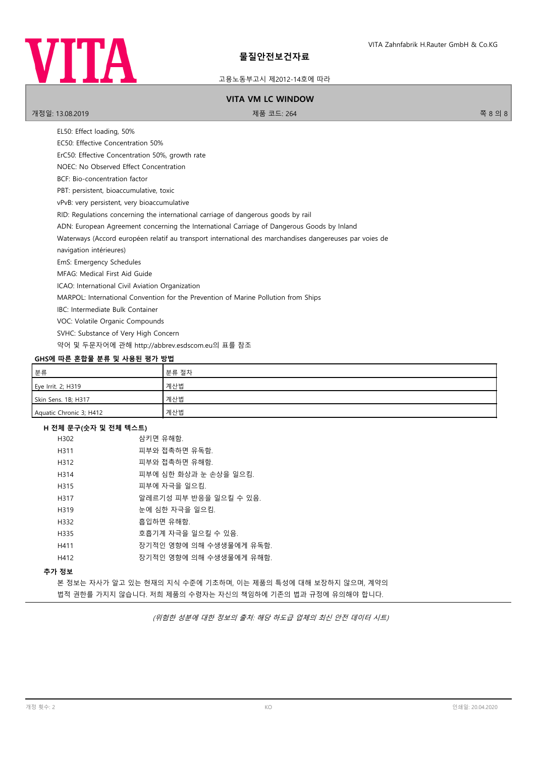EL50: Effect loading, 50%

EC50: Effective Concentration 50%

ErC50: Effective Concentration 50%, growth rate

NOEC: No Observed Effect Concentration

BCF: Bio-concentration factor

PBT: persistent, bioaccumulative, toxic

vPvB: very persistent, very bioaccumulative

RID: Regulations concerning the international carriage of dangerous goods by rail

ADN: European Agreement concerning the International Carriage of Dangerous Goods by Inland Waterways (Accord européen relatif au transport international des marchandises dangereuses par voies de navigation intérieures)

EmS: Emergency Schedules

MFAG: Medical First Aid Guide

ICAO: International Civil Aviation Organization

MARPOL: International Convention for the Prevention of Marine Pollution from Ships

IBC: Intermediate Bulk Container

VOC: Volatile Organic Compounds

SVHC: Substance of Very High Concern

약어 및 두문자어에 관해 http://abbrev.esdscom.eu의 표를 참조

**GHS에 따른 혼합물 분류 및 사용된 평가 방법**

| 분류 | 분류 절차 |
|---|---|
| Eye Irrit. 2; H319 | 계산법 |
| Skin Sens. 1B; H317 | 계산법 |
| Aquatic Chronic 3; H412 | 계산법 |

**H 전체 문구(숫자 및 전체 텍스트)**

| | |
|---|---|
| H302 | 삼키면 유해함. |
| H311 | 피부와 접촉하면 유독함. |
| H312 | 피부와 접촉하면 유해함. |
| H314 | 피부에 심한 화상과 눈 손상을 일으킴. |
| H315 | 피부에 자극을 일으킴. |
| H317 | 알레르기성 피부 반응을 일으킬 수 있음. |
| H319 | 눈에 심한 자극을 일으킴. |
| H332 | 흡입하면 유해함. |
| H335 | 호흡기계 자극을 일으킬 수 있음. |
| H411 | 장기적인 영향에 의해 수생생물에게 유독함. |
| H412 | 장기적인 영향에 의해 수생생물에게 유해함. |

**추가 정보**

본 정보는 자사가 알고 있는 현재의 지식 수준에 기초하며, 이는 제품의 특성에 대해 보장하지 않으며, 계약의 법적 권한를 가지지 않습니다. 저희 제품의 수령자는 자신의 책임하에 기존의 법과 규정에 유의해야 합니다.

*(위험한 성분에 대한 정보의 출처: 해당 하도급 업체의 최신 안전 데이터 시트)*